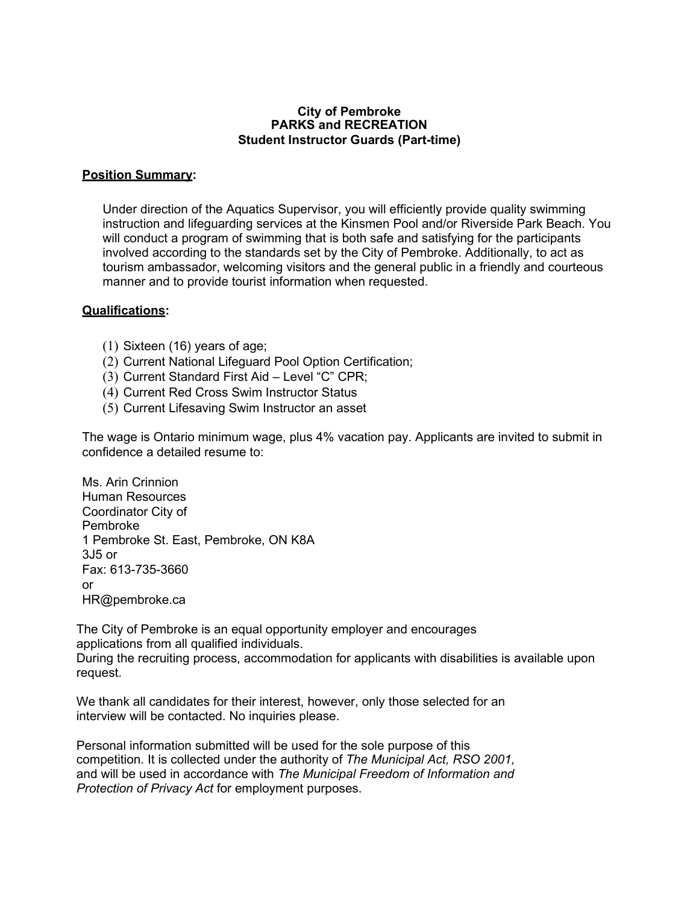**City of Pembroke**
**PARKS and RECREATION**
**Student Instructor Guards (Part-time)**

## Position Summary:

Under direction of the Aquatics Supervisor, you will efficiently provide quality swimming instruction and lifeguarding services at the Kinsmen Pool and/or Riverside Park Beach. You will conduct a program of swimming that is both safe and satisfying for the participants involved according to the standards set by the City of Pembroke. Additionally, to act as tourism ambassador, welcoming visitors and the general public in a friendly and courteous manner and to provide tourist information when requested.

## Qualifications:

(1) Sixteen (16) years of age;
(2) Current National Lifeguard Pool Option Certification;
(3) Current Standard First Aid – Level "C" CPR;
(4) Current Red Cross Swim Instructor Status
(5) Current Lifesaving Swim Instructor an asset

The wage is Ontario minimum wage, plus 4% vacation pay. Applicants are invited to submit in confidence a detailed resume to:

Ms. Arin Crinnion
Human Resources
Coordinator City of
Pembroke
1 Pembroke St. East, Pembroke, ON K8A
3J5 or
Fax: 613-735-3660
or
HR@pembroke.ca

The City of Pembroke is an equal opportunity employer and encourages applications from all qualified individuals.
During the recruiting process, accommodation for applicants with disabilities is available upon request.

We thank all candidates for their interest, however, only those selected for an interview will be contacted. No inquiries please.

Personal information submitted will be used for the sole purpose of this competition. It is collected under the authority of *The Municipal Act, RSO 2001,* and will be used in accordance with *The Municipal Freedom of Information and Protection of Privacy Act* for employment purposes.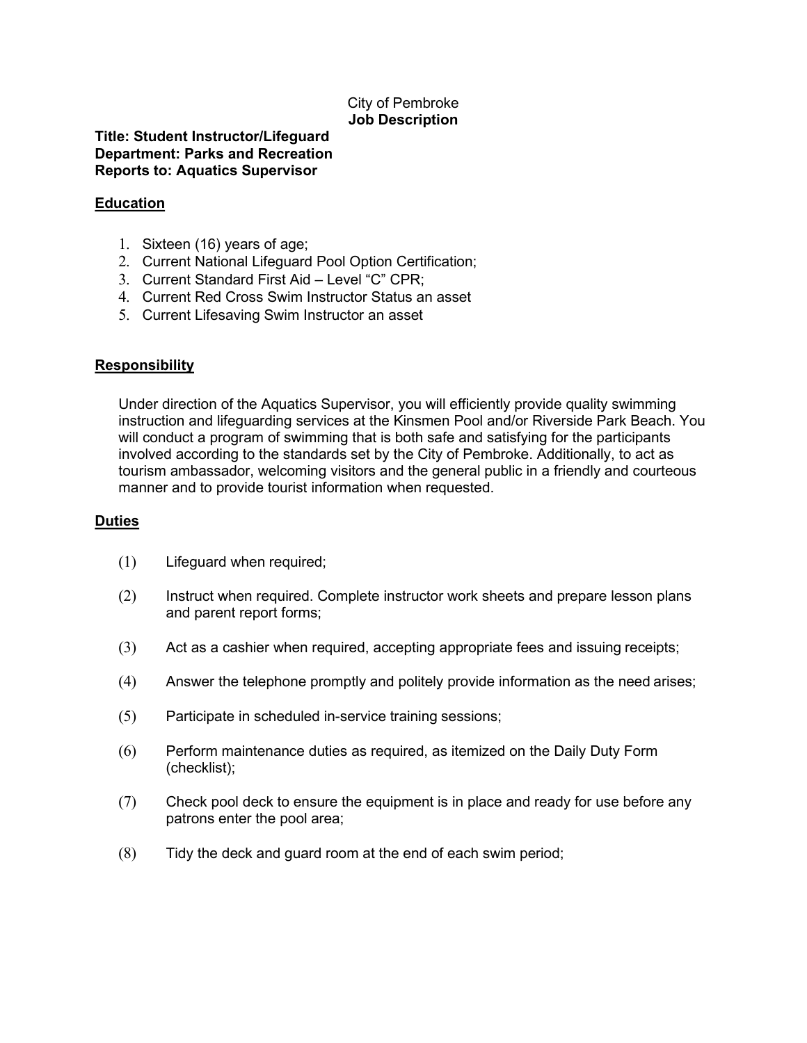City of Pembroke
**Job Description**

**Title: Student Instructor/Lifeguard**
**Department: Parks and Recreation**
**Reports to: Aquatics Supervisor**

## Education

1. Sixteen (16) years of age;
2. Current National Lifeguard Pool Option Certification;
3. Current Standard First Aid – Level "C" CPR;
4. Current Red Cross Swim Instructor Status an asset
5. Current Lifesaving Swim Instructor an asset

## Responsibility

Under direction of the Aquatics Supervisor, you will efficiently provide quality swimming instruction and lifeguarding services at the Kinsmen Pool and/or Riverside Park Beach. You will conduct a program of swimming that is both safe and satisfying for the participants involved according to the standards set by the City of Pembroke. Additionally, to act as tourism ambassador, welcoming visitors and the general public in a friendly and courteous manner and to provide tourist information when requested.

## Duties

(1) Lifeguard when required;

(2) Instruct when required. Complete instructor work sheets and prepare lesson plans and parent report forms;

(3) Act as a cashier when required, accepting appropriate fees and issuing receipts;

(4) Answer the telephone promptly and politely provide information as the need arises;

(5) Participate in scheduled in-service training sessions;

(6) Perform maintenance duties as required, as itemized on the Daily Duty Form (checklist);

(7) Check pool deck to ensure the equipment is in place and ready for use before any patrons enter the pool area;

(8) Tidy the deck and guard room at the end of each swim period;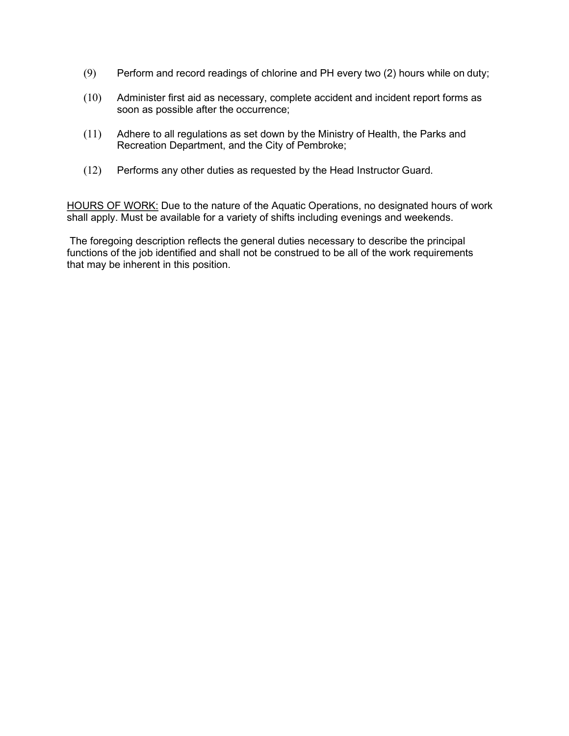(9) Perform and record readings of chlorine and PH every two (2) hours while on duty;

(10) Administer first aid as necessary, complete accident and incident report forms as soon as possible after the occurrence;

(11) Adhere to all regulations as set down by the Ministry of Health, the Parks and Recreation Department, and the City of Pembroke;

(12) Performs any other duties as requested by the Head Instructor Guard.

<u>HOURS OF WORK:</u> Due to the nature of the Aquatic Operations, no designated hours of work shall apply. Must be available for a variety of shifts including evenings and weekends.

The foregoing description reflects the general duties necessary to describe the principal functions of the job identified and shall not be construed to be all of the work requirements that may be inherent in this position.